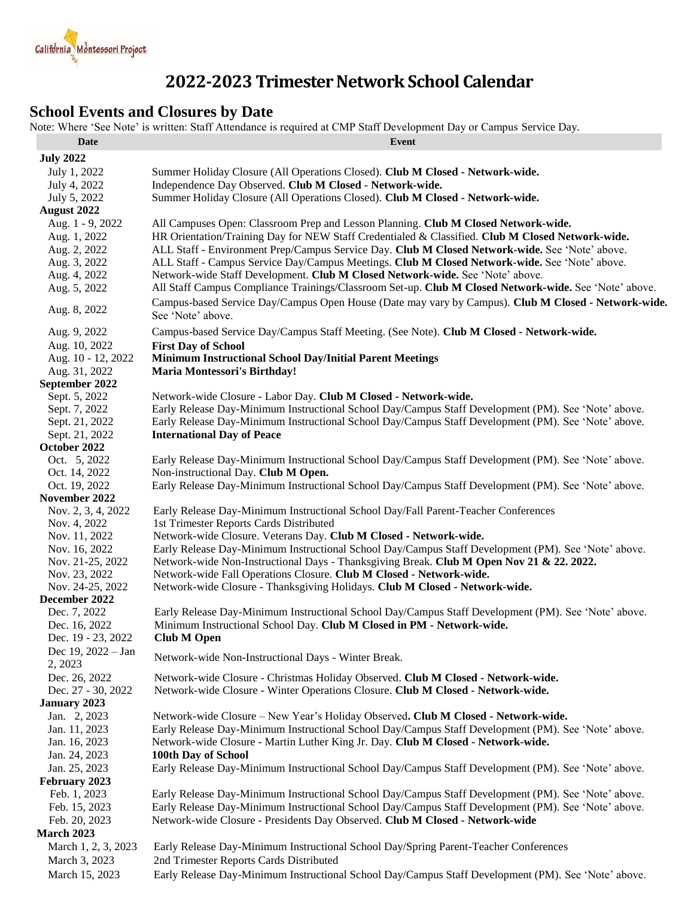California Montessori Project

# 2022-2023 Trimester Network School Calendar

## School Events and Closures by Date

Note: Where 'See Note' is written: Staff Attendance is required at CMP Staff Development Day or Campus Service Day.

| Date | Event |
|---|---|
| **July 2022** | |
| July 1, 2022 | Summer Holiday Closure (All Operations Closed). **Club M Closed - Network-wide.** |
| July 4, 2022 | Independence Day Observed. **Club M Closed - Network-wide.** |
| July 5, 2022 | Summer Holiday Closure (All Operations Closed). **Club M Closed - Network-wide.** |
| **August 2022** | |
| Aug. 1 - 9, 2022 | All Campuses Open: Classroom Prep and Lesson Planning. **Club M Closed Network-wide.** |
| Aug. 1, 2022 | HR Orientation/Training Day for NEW Staff Credentialed & Classified. **Club M Closed Network-wide.** |
| Aug. 2, 2022 | ALL Staff - Environment Prep/Campus Service Day. **Club M Closed Network-wide.** See 'Note' above. |
| Aug. 3, 2022 | ALL Staff - Campus Service Day/Campus Meetings. **Club M Closed Network-wide.** See 'Note' above. |
| Aug. 4, 2022 | Network-wide Staff Development. **Club M Closed Network-wide.** See 'Note' above. |
| Aug. 5, 2022 | All Staff Campus Compliance Trainings/Classroom Set-up. **Club M Closed Network-wide.** See 'Note' above. |
| Aug. 8, 2022 | Campus-based Service Day/Campus Open House (Date may vary by Campus). **Club M Closed - Network-wide.** See 'Note' above. |
| Aug. 9, 2022 | Campus-based Service Day/Campus Staff Meeting. (See Note). **Club M Closed - Network-wide.** |
| Aug. 10, 2022 | **First Day of School** |
| Aug. 10 - 12, 2022 | **Minimum Instructional School Day/Initial Parent Meetings** |
| Aug. 31, 2022 | **Maria Montessori's Birthday!** |
| **September 2022** | |
| Sept. 5, 2022 | Network-wide Closure - Labor Day. **Club M Closed - Network-wide.** |
| Sept. 7, 2022 | Early Release Day-Minimum Instructional School Day/Campus Staff Development (PM). See 'Note' above. |
| Sept. 21, 2022 | Early Release Day-Minimum Instructional School Day/Campus Staff Development (PM). See 'Note' above. |
| Sept. 21, 2022 | **International Day of Peace** |
| **October 2022** | |
| Oct. 5, 2022 | Early Release Day-Minimum Instructional School Day/Campus Staff Development (PM). See 'Note' above. |
| Oct. 14, 2022 | Non-instructional Day. **Club M Open.** |
| Oct. 19, 2022 | Early Release Day-Minimum Instructional School Day/Campus Staff Development (PM). See 'Note' above. |
| **November 2022** | |
| Nov. 2, 3, 4, 2022 | Early Release Day-Minimum Instructional School Day/Fall Parent-Teacher Conferences |
| Nov. 4, 2022 | 1st Trimester Reports Cards Distributed |
| Nov. 11, 2022 | Network-wide Closure. Veterans Day. **Club M Closed - Network-wide.** |
| Nov. 16, 2022 | Early Release Day-Minimum Instructional School Day/Campus Staff Development (PM). See 'Note' above. |
| Nov. 21-25, 2022 | Network-wide Non-Instructional Days - Thanksgiving Break. **Club M Open Nov 21 & 22. 2022.** |
| Nov. 23, 2022 | Network-wide Fall Operations Closure. **Club M Closed - Network-wide.** |
| Nov. 24-25, 2022 | Network-wide Closure - Thanksgiving Holidays. **Club M Closed - Network-wide.** |
| **December 2022** | |
| Dec. 7, 2022 | Early Release Day-Minimum Instructional School Day/Campus Staff Development (PM). See 'Note' above. |
| Dec. 16, 2022 | Minimum Instructional School Day. **Club M Closed in PM - Network-wide.** |
| Dec. 19 - 23, 2022 | **Club M Open** |
| Dec 19, 2022 – Jan 2, 2023 | Network-wide Non-Instructional Days - Winter Break. |
| Dec. 26, 2022 | Network-wide Closure - Christmas Holiday Observed. **Club M Closed - Network-wide.** |
| Dec. 27 - 30, 2022 | Network-wide Closure - Winter Operations Closure. **Club M Closed - Network-wide.** |
| **January 2023** | |
| Jan. 2, 2023 | Network-wide Closure – New Year's Holiday Observed**. Club M Closed - Network-wide.** |
| Jan. 11, 2023 | Early Release Day-Minimum Instructional School Day/Campus Staff Development (PM). See 'Note' above. |
| Jan. 16, 2023 | Network-wide Closure - Martin Luther King Jr. Day. **Club M Closed - Network-wide.** |
| Jan. 24, 2023 | **100th Day of School** |
| Jan. 25, 2023 | Early Release Day-Minimum Instructional School Day/Campus Staff Development (PM). See 'Note' above. |
| **February 2023** | |
| Feb. 1, 2023 | Early Release Day-Minimum Instructional School Day/Campus Staff Development (PM). See 'Note' above. |
| Feb. 15, 2023 | Early Release Day-Minimum Instructional School Day/Campus Staff Development (PM). See 'Note' above. |
| Feb. 20, 2023 | Network-wide Closure - Presidents Day Observed. **Club M Closed - Network-wide** |
| **March 2023** | |
| March 1, 2, 3, 2023 | Early Release Day-Minimum Instructional School Day/Spring Parent-Teacher Conferences |
| March 3, 2023 | 2nd Trimester Reports Cards Distributed |
| March 15, 2023 | Early Release Day-Minimum Instructional School Day/Campus Staff Development (PM). See 'Note' above. |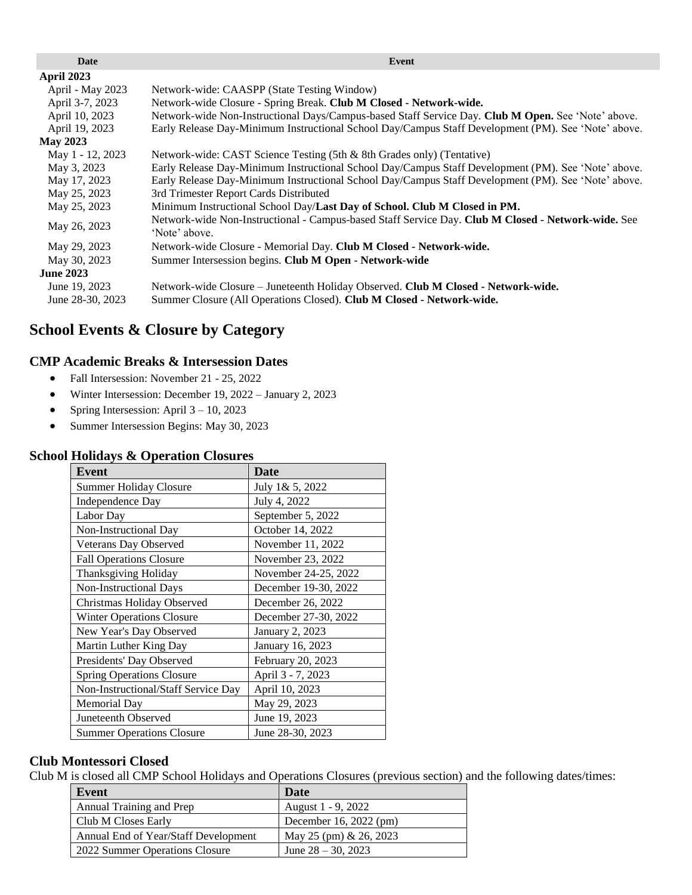| Date | Event |
|---|---|
| **April 2023** | |
| April - May 2023 | Network-wide: CAASPP (State Testing Window) |
| April 3-7, 2023 | Network-wide Closure - Spring Break. **Club M Closed - Network-wide.** |
| April 10, 2023 | Network-wide Non-Instructional Days/Campus-based Staff Service Day. **Club M Open.** See 'Note' above. |
| April 19, 2023 | Early Release Day-Minimum Instructional School Day/Campus Staff Development (PM). See 'Note' above. |
| **May 2023** | |
| May 1 - 12, 2023 | Network-wide: CAST Science Testing (5th & 8th Grades only) (Tentative) |
| May 3, 2023 | Early Release Day-Minimum Instructional School Day/Campus Staff Development (PM). See 'Note' above. |
| May 17, 2023 | Early Release Day-Minimum Instructional School Day/Campus Staff Development (PM). See 'Note' above. |
| May 25, 2023 | 3rd Trimester Report Cards Distributed |
| May 25, 2023 | Minimum Instructional School Day/**Last Day of School. Club M Closed in PM.** |
| May 26, 2023 | Network-wide Non-Instructional - Campus-based Staff Service Day. **Club M Closed - Network-wide.** See 'Note' above. |
| May 29, 2023 | Network-wide Closure - Memorial Day. **Club M Closed - Network-wide.** |
| May 30, 2023 | Summer Intersession begins. **Club M Open - Network-wide** |
| **June 2023** | |
| June 19, 2023 | Network-wide Closure – Juneteenth Holiday Observed. **Club M Closed - Network-wide.** |
| June 28-30, 2023 | Summer Closure (All Operations Closed). **Club M Closed - Network-wide.** |

## School Events & Closure by Category

### CMP Academic Breaks & Intersession Dates

- Fall Intersession: November 21 - 25, 2022
- Winter Intersession: December 19, 2022 – January 2, 2023
- Spring Intersession: April 3 – 10, 2023
- Summer Intersession Begins: May 30, 2023

### School Holidays & Operation Closures

| Event | Date |
|---|---|
| Summer Holiday Closure | July 1& 5, 2022 |
| Independence Day | July 4, 2022 |
| Labor Day | September 5, 2022 |
| Non-Instructional Day | October 14, 2022 |
| Veterans Day Observed | November 11, 2022 |
| Fall Operations Closure | November 23, 2022 |
| Thanksgiving Holiday | November 24-25, 2022 |
| Non-Instructional Days | December 19-30, 2022 |
| Christmas Holiday Observed | December 26, 2022 |
| Winter Operations Closure | December 27-30, 2022 |
| New Year's Day Observed | January 2, 2023 |
| Martin Luther King Day | January 16, 2023 |
| Presidents' Day Observed | February 20, 2023 |
| Spring Operations Closure | April 3 - 7, 2023 |
| Non-Instructional/Staff Service Day | April 10, 2023 |
| Memorial Day | May 29, 2023 |
| Juneteenth Observed | June 19, 2023 |
| Summer Operations Closure | June 28-30, 2023 |

### Club Montessori Closed

Club M is closed all CMP School Holidays and Operations Closures (previous section) and the following dates/times:

| Event | Date |
|---|---|
| Annual Training and Prep | August 1 - 9, 2022 |
| Club M Closes Early | December 16, 2022 (pm) |
| Annual End of Year/Staff Development | May 25 (pm) & 26, 2023 |
| 2022 Summer Operations Closure | June 28 – 30, 2023 |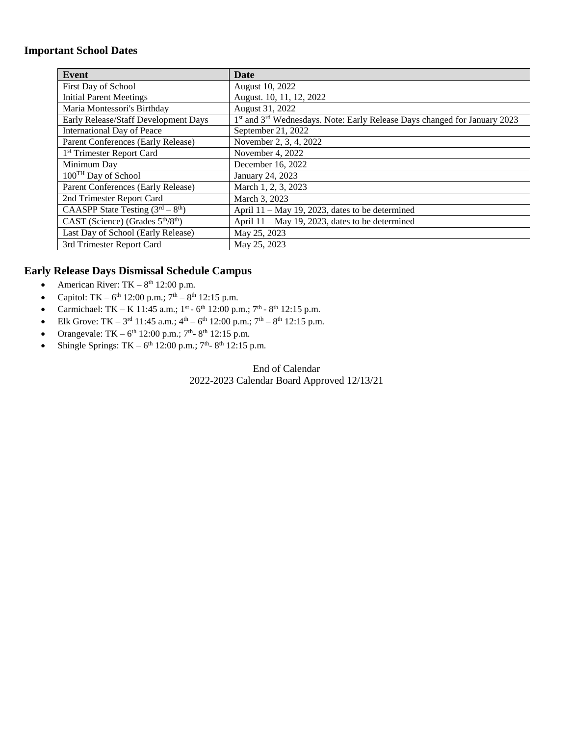## Important School Dates

| Event | Date |
| --- | --- |
| First Day of School | August 10, 2022 |
| Initial Parent Meetings | August. 10, 11, 12, 2022 |
| Maria Montessori's Birthday | August 31, 2022 |
| Early Release/Staff Development Days | 1st and 3rd Wednesdays. Note: Early Release Days changed for January 2023 |
| International Day of Peace | September 21, 2022 |
| Parent Conferences (Early Release) | November 2, 3, 4, 2022 |
| 1st Trimester Report Card | November 4, 2022 |
| Minimum Day | December 16, 2022 |
| 100TH Day of School | January 24, 2023 |
| Parent Conferences (Early Release) | March 1, 2, 3, 2023 |
| 2nd Trimester Report Card | March 3, 2023 |
| CAASPP State Testing (3rd – 8th) | April 11 – May 19, 2023, dates to be determined |
| CAST (Science) (Grades 5th/8th) | April 11 – May 19, 2023, dates to be determined |
| Last Day of School (Early Release) | May 25, 2023 |
| 3rd Trimester Report Card | May 25, 2023 |

## Early Release Days Dismissal Schedule Campus

- American River: TK – 8th 12:00 p.m.
- Capitol: TK – 6th 12:00 p.m.; 7th – 8th 12:15 p.m.
- Carmichael: TK – K 11:45 a.m.; 1st - 6th 12:00 p.m.; 7th - 8th 12:15 p.m.
- Elk Grove: TK – 3rd 11:45 a.m.; 4th – 6th 12:00 p.m.; 7th – 8th 12:15 p.m.
- Orangevale: TK – 6th 12:00 p.m.; 7th- 8th 12:15 p.m.
- Shingle Springs: TK – 6th 12:00 p.m.; 7th- 8th 12:15 p.m.

End of Calendar
2022-2023 Calendar Board Approved 12/13/21